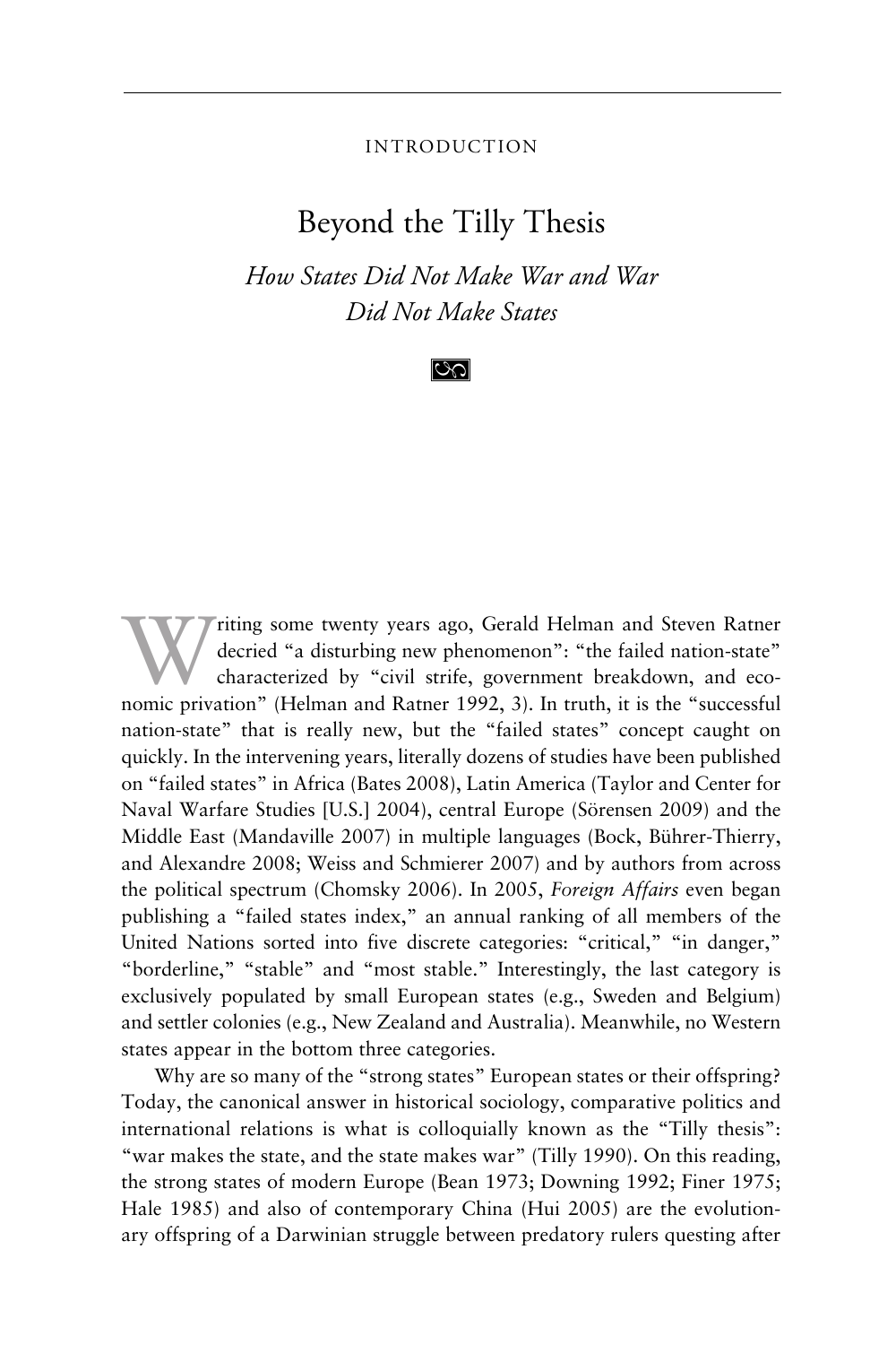INTRODUCTION

# Beyond the Tilly Thesis

## *How States Did Not Make War and War Did Not Make States*

Writing some twenty years ago, Gerald Helman and Steven Ratner decried "a disturbing new phenomenon": "the failed nation-state" characterized by "civil strife, government breakdown, and economic privation" (Helman and Ratner 1992, 3). In truth, it is the "successful nation-state" that is really new, but the "failed states" concept caught on quickly. In the intervening years, literally dozens of studies have been published on "failed states" in Africa (Bates 2008), Latin America (Taylor and Center for Naval Warfare Studies [U.S.] 2004), central Europe (Sörensen 2009) and the Middle East (Mandaville 2007) in multiple languages (Bock, Bührer-Thierry, and Alexandre 2008; Weiss and Schmierer 2007) and by authors from across the political spectrum (Chomsky 2006). In 2005, *Foreign Affairs* even began publishing a "failed states index," an annual ranking of all members of the United Nations sorted into five discrete categories: "critical," "in danger," "borderline," "stable" and "most stable." Interestingly, the last category is exclusively populated by small European states (e.g., Sweden and Belgium) and settler colonies (e.g., New Zealand and Australia). Meanwhile, no Western states appear in the bottom three categories.

Why are so many of the "strong states" European states or their offspring? Today, the canonical answer in historical sociology, comparative politics and international relations is what is colloquially known as the "Tilly thesis": "war makes the state, and the state makes war" (Tilly 1990). On this reading, the strong states of modern Europe (Bean 1973; Downing 1992; Finer 1975; Hale 1985) and also of contemporary China (Hui 2005) are the evolutionary offspring of a Darwinian struggle between predatory rulers questing after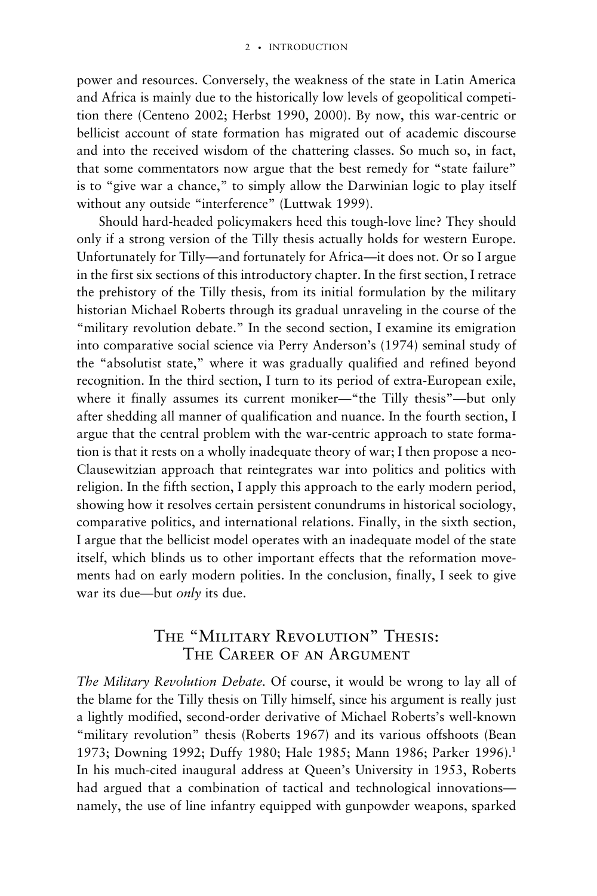power and resources. Conversely, the weakness of the state in Latin America and Africa is mainly due to the historically low levels of geopolitical competition there (Centeno 2002; Herbst 1990, 2000). By now, this war-centric or bellicist account of state formation has migrated out of academic discourse and into the received wisdom of the chattering classes. So much so, in fact, that some commentators now argue that the best remedy for "state failure" is to "give war a chance," to simply allow the Darwinian logic to play itself without any outside "interference" (Luttwak 1999).

Should hard-headed policymakers heed this tough-love line? They should only if a strong version of the Tilly thesis actually holds for western Europe. Unfortunately for Tilly—and fortunately for Africa—it does not. Or so I argue in the first six sections of this introductory chapter. In the first section, I retrace the prehistory of the Tilly thesis, from its initial formulation by the military historian Michael Roberts through its gradual unraveling in the course of the "military revolution debate." In the second section, I examine its emigration into comparative social science via Perry Anderson's (1974) seminal study of the "absolutist state," where it was gradually qualified and refined beyond recognition. In the third section, I turn to its period of extra-European exile, where it finally assumes its current moniker—"the Tilly thesis"—but only after shedding all manner of qualification and nuance. In the fourth section, I argue that the central problem with the war-centric approach to state formation is that it rests on a wholly inadequate theory of war; I then propose a neo-Clausewitzian approach that reintegrates war into politics and politics with religion. In the fifth section, I apply this approach to the early modern period, showing how it resolves certain persistent conundrums in historical sociology, comparative politics, and international relations. Finally, in the sixth section, I argue that the bellicist model operates with an inadequate model of the state itself, which blinds us to other important effects that the reformation movements had on early modern polities. In the conclusion, finally, I seek to give war its due—but *only* its due.

## The "Military Revolution" Thesis: The Career of an Argument

*The Military Revolution Debate.* Of course, it would be wrong to lay all of the blame for the Tilly thesis on Tilly himself, since his argument is really just a lightly modified, second-order derivative of Michael Roberts's well-known "military revolution" thesis (Roberts 1967) and its various offshoots (Bean 1973; Downing 1992; Duffy 1980; Hale 1985; Mann 1986; Parker 1996).[1] In his much-cited inaugural address at Queen's University in 1953, Roberts had argued that a combination of tactical and technological innovations—namely, the use of line infantry equipped with gunpowder weapons, sparked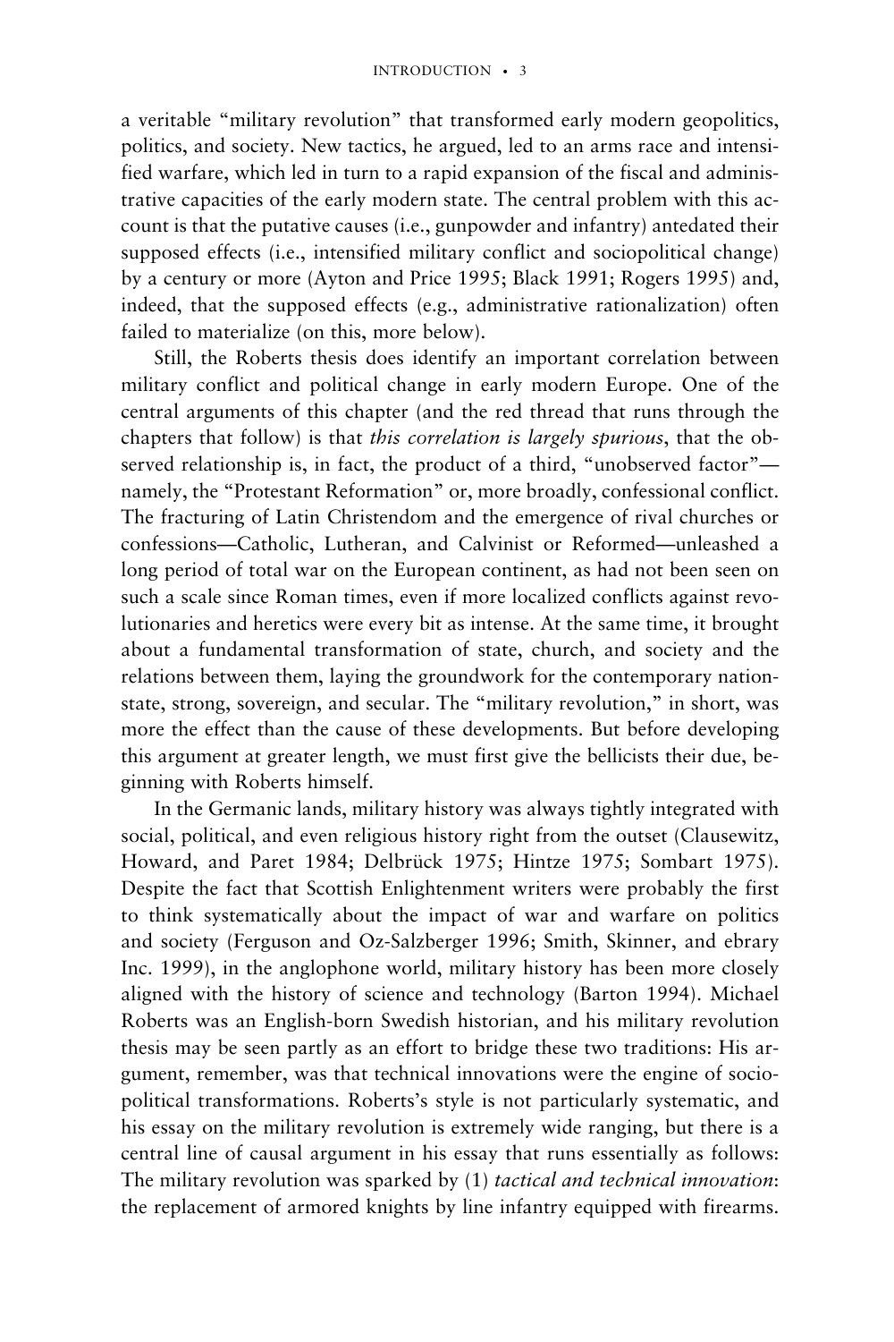a veritable "military revolution" that transformed early modern geopolitics, politics, and society. New tactics, he argued, led to an arms race and intensified warfare, which led in turn to a rapid expansion of the fiscal and administrative capacities of the early modern state. The central problem with this account is that the putative causes (i.e., gunpowder and infantry) antedated their supposed effects (i.e., intensified military conflict and sociopolitical change) by a century or more (Ayton and Price 1995; Black 1991; Rogers 1995) and, indeed, that the supposed effects (e.g., administrative rationalization) often failed to materialize (on this, more below).

Still, the Roberts thesis does identify an important correlation between military conflict and political change in early modern Europe. One of the central arguments of this chapter (and the red thread that runs through the chapters that follow) is that *this correlation is largely spurious*, that the observed relationship is, in fact, the product of a third, "unobserved factor"—namely, the "Protestant Reformation" or, more broadly, confessional conflict. The fracturing of Latin Christendom and the emergence of rival churches or confessions—Catholic, Lutheran, and Calvinist or Reformed—unleashed a long period of total war on the European continent, as had not been seen on such a scale since Roman times, even if more localized conflicts against revolutionaries and heretics were every bit as intense. At the same time, it brought about a fundamental transformation of state, church, and society and the relations between them, laying the groundwork for the contemporary nation-state, strong, sovereign, and secular. The "military revolution," in short, was more the effect than the cause of these developments. But before developing this argument at greater length, we must first give the bellicists their due, beginning with Roberts himself.

In the Germanic lands, military history was always tightly integrated with social, political, and even religious history right from the outset (Clausewitz, Howard, and Paret 1984; Delbrück 1975; Hintze 1975; Sombart 1975). Despite the fact that Scottish Enlightenment writers were probably the first to think systematically about the impact of war and warfare on politics and society (Ferguson and Oz-Salzberger 1996; Smith, Skinner, and ebrary Inc. 1999), in the anglophone world, military history has been more closely aligned with the history of science and technology (Barton 1994). Michael Roberts was an English-born Swedish historian, and his military revolution thesis may be seen partly as an effort to bridge these two traditions: His argument, remember, was that technical innovations were the engine of sociopolitical transformations. Roberts's style is not particularly systematic, and his essay on the military revolution is extremely wide ranging, but there is a central line of causal argument in his essay that runs essentially as follows: The military revolution was sparked by (1) *tactical and technical innovation*: the replacement of armored knights by line infantry equipped with firearms.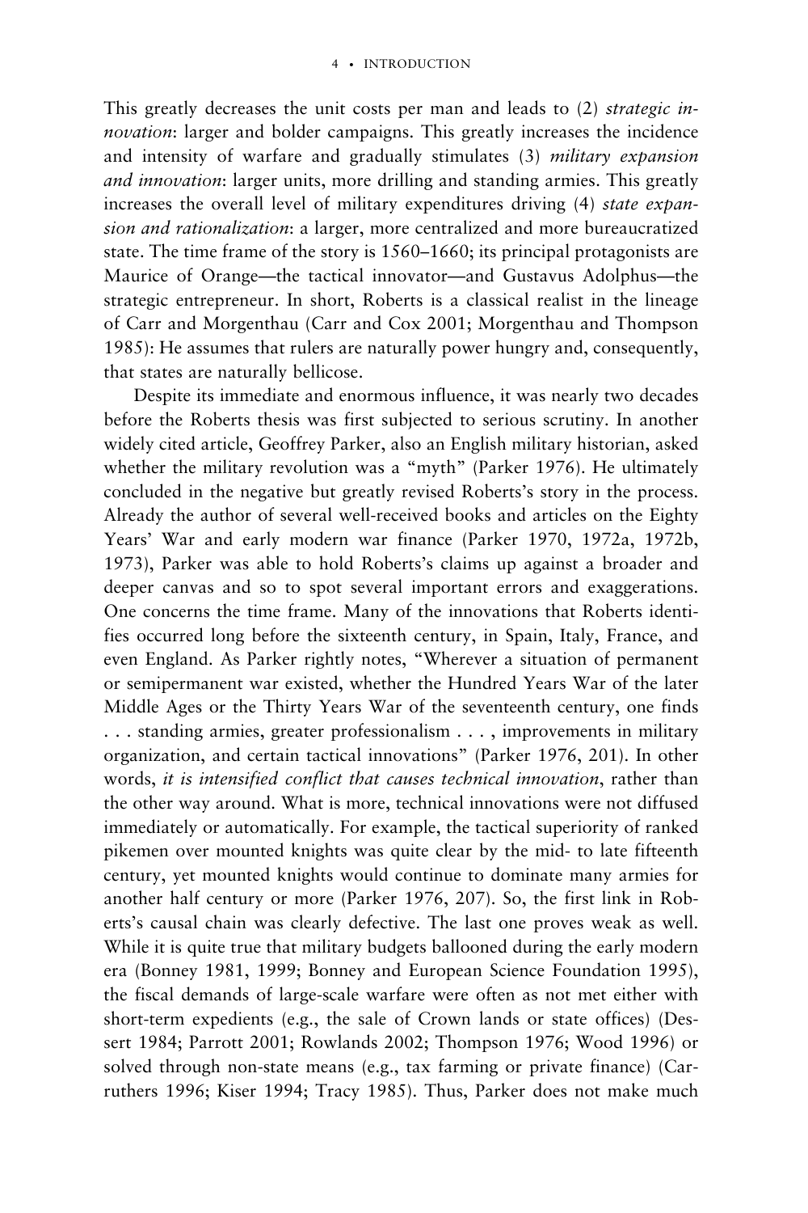This greatly decreases the unit costs per man and leads to (2) *strategic innovation*: larger and bolder campaigns. This greatly increases the incidence and intensity of warfare and gradually stimulates (3) *military expansion and innovation*: larger units, more drilling and standing armies. This greatly increases the overall level of military expenditures driving (4) *state expansion and rationalization*: a larger, more centralized and more bureaucratized state. The time frame of the story is 1560–1660; its principal protagonists are Maurice of Orange—the tactical innovator—and Gustavus Adolphus—the strategic entrepreneur. In short, Roberts is a classical realist in the lineage of Carr and Morgenthau (Carr and Cox 2001; Morgenthau and Thompson 1985): He assumes that rulers are naturally power hungry and, consequently, that states are naturally bellicose.

Despite its immediate and enormous influence, it was nearly two decades before the Roberts thesis was first subjected to serious scrutiny. In another widely cited article, Geoffrey Parker, also an English military historian, asked whether the military revolution was a "myth" (Parker 1976). He ultimately concluded in the negative but greatly revised Roberts's story in the process. Already the author of several well-received books and articles on the Eighty Years' War and early modern war finance (Parker 1970, 1972a, 1972b, 1973), Parker was able to hold Roberts's claims up against a broader and deeper canvas and so to spot several important errors and exaggerations. One concerns the time frame. Many of the innovations that Roberts identifies occurred long before the sixteenth century, in Spain, Italy, France, and even England. As Parker rightly notes, "Wherever a situation of permanent or semipermanent war existed, whether the Hundred Years War of the later Middle Ages or the Thirty Years War of the seventeenth century, one finds . . . standing armies, greater professionalism . . . , improvements in military organization, and certain tactical innovations" (Parker 1976, 201). In other words, *it is intensified conflict that causes technical innovation*, rather than the other way around. What is more, technical innovations were not diffused immediately or automatically. For example, the tactical superiority of ranked pikemen over mounted knights was quite clear by the mid- to late fifteenth century, yet mounted knights would continue to dominate many armies for another half century or more (Parker 1976, 207). So, the first link in Roberts's causal chain was clearly defective. The last one proves weak as well. While it is quite true that military budgets ballooned during the early modern era (Bonney 1981, 1999; Bonney and European Science Foundation 1995), the fiscal demands of large-scale warfare were often as not met either with short-term expedients (e.g., the sale of Crown lands or state offices) (Dessert 1984; Parrott 2001; Rowlands 2002; Thompson 1976; Wood 1996) or solved through non-state means (e.g., tax farming or private finance) (Carruthers 1996; Kiser 1994; Tracy 1985). Thus, Parker does not make much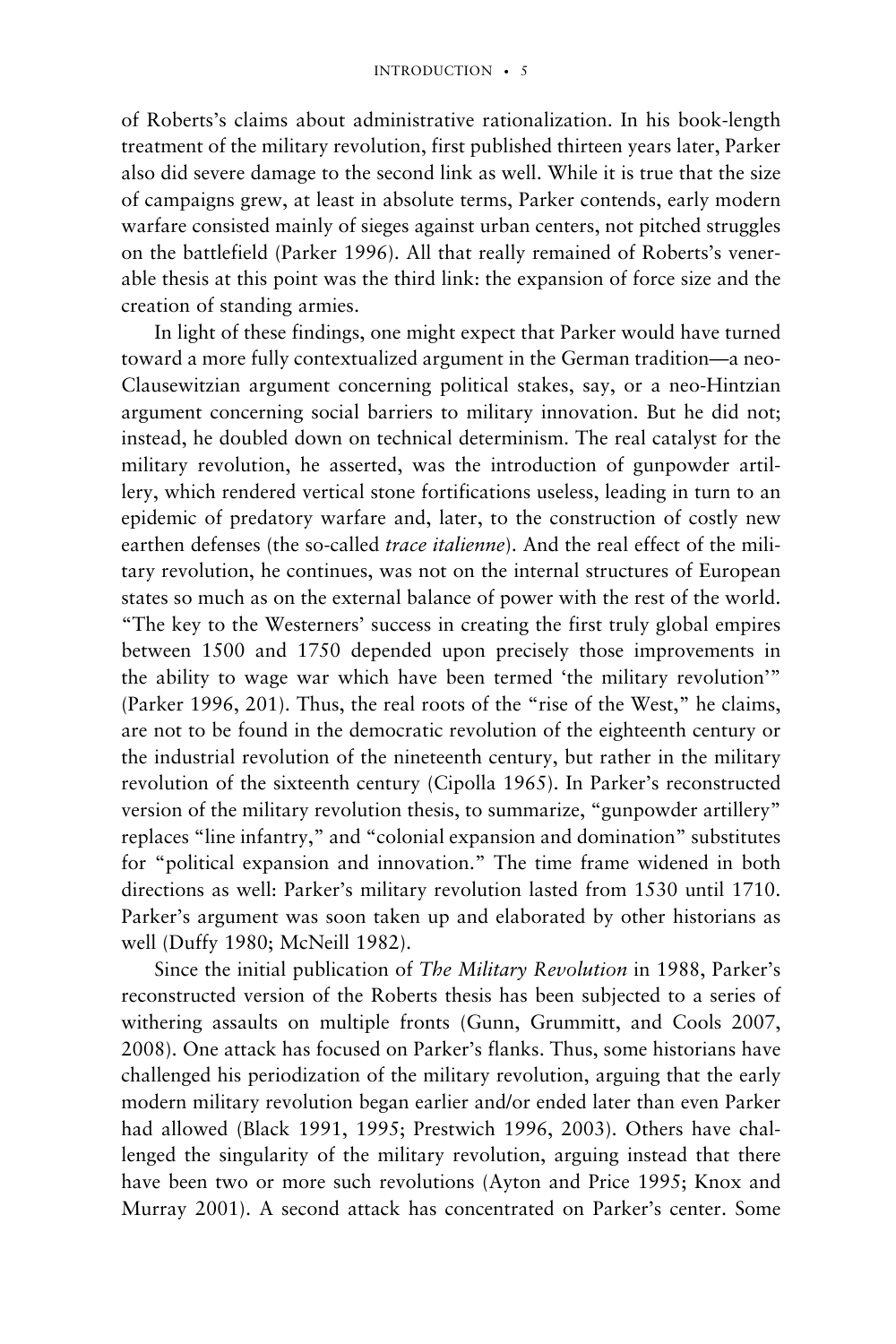of Roberts's claims about administrative rationalization. In his book-length treatment of the military revolution, first published thirteen years later, Parker also did severe damage to the second link as well. While it is true that the size of campaigns grew, at least in absolute terms, Parker contends, early modern warfare consisted mainly of sieges against urban centers, not pitched struggles on the battlefield (Parker 1996). All that really remained of Roberts's venerable thesis at this point was the third link: the expansion of force size and the creation of standing armies.

In light of these findings, one might expect that Parker would have turned toward a more fully contextualized argument in the German tradition—a neo-Clausewitzian argument concerning political stakes, say, or a neo-Hintzian argument concerning social barriers to military innovation. But he did not; instead, he doubled down on technical determinism. The real catalyst for the military revolution, he asserted, was the introduction of gunpowder artillery, which rendered vertical stone fortifications useless, leading in turn to an epidemic of predatory warfare and, later, to the construction of costly new earthen defenses (the so-called *trace italienne*). And the real effect of the military revolution, he continues, was not on the internal structures of European states so much as on the external balance of power with the rest of the world. "The key to the Westerners' success in creating the first truly global empires between 1500 and 1750 depended upon precisely those improvements in the ability to wage war which have been termed 'the military revolution'" (Parker 1996, 201). Thus, the real roots of the "rise of the West," he claims, are not to be found in the democratic revolution of the eighteenth century or the industrial revolution of the nineteenth century, but rather in the military revolution of the sixteenth century (Cipolla 1965). In Parker's reconstructed version of the military revolution thesis, to summarize, "gunpowder artillery" replaces "line infantry," and "colonial expansion and domination" substitutes for "political expansion and innovation." The time frame widened in both directions as well: Parker's military revolution lasted from 1530 until 1710. Parker's argument was soon taken up and elaborated by other historians as well (Duffy 1980; McNeill 1982).

Since the initial publication of *The Military Revolution* in 1988, Parker's reconstructed version of the Roberts thesis has been subjected to a series of withering assaults on multiple fronts (Gunn, Grummitt, and Cools 2007, 2008). One attack has focused on Parker's flanks. Thus, some historians have challenged his periodization of the military revolution, arguing that the early modern military revolution began earlier and/or ended later than even Parker had allowed (Black 1991, 1995; Prestwich 1996, 2003). Others have challenged the singularity of the military revolution, arguing instead that there have been two or more such revolutions (Ayton and Price 1995; Knox and Murray 2001). A second attack has concentrated on Parker's center. Some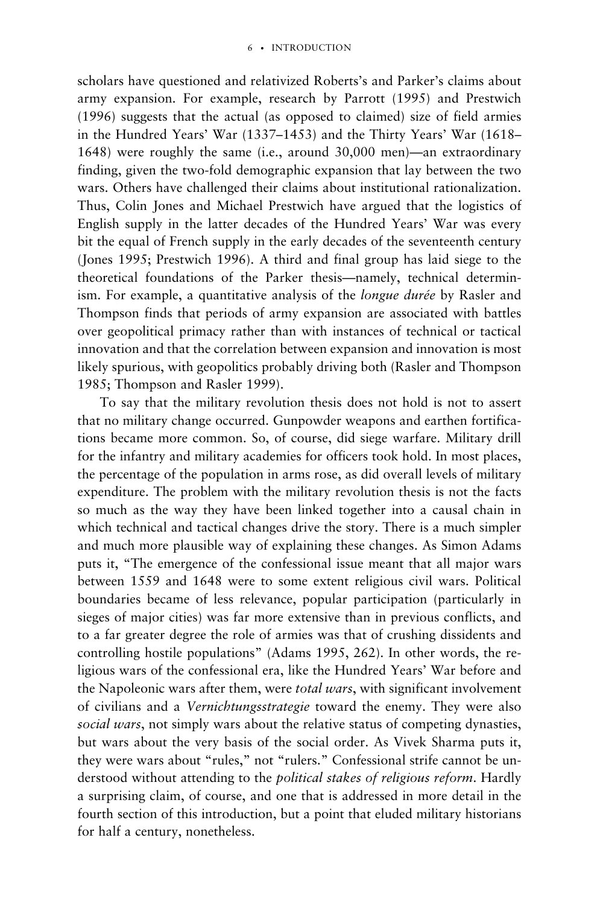scholars have questioned and relativized Roberts's and Parker's claims about army expansion. For example, research by Parrott (1995) and Prestwich (1996) suggests that the actual (as opposed to claimed) size of field armies in the Hundred Years' War (1337–1453) and the Thirty Years' War (1618–1648) were roughly the same (i.e., around 30,000 men)—an extraordinary finding, given the two-fold demographic expansion that lay between the two wars. Others have challenged their claims about institutional rationalization. Thus, Colin Jones and Michael Prestwich have argued that the logistics of English supply in the latter decades of the Hundred Years' War was every bit the equal of French supply in the early decades of the seventeenth century (Jones 1995; Prestwich 1996). A third and final group has laid siege to the theoretical foundations of the Parker thesis—namely, technical determinism. For example, a quantitative analysis of the *longue durée* by Rasler and Thompson finds that periods of army expansion are associated with battles over geopolitical primacy rather than with instances of technical or tactical innovation and that the correlation between expansion and innovation is most likely spurious, with geopolitics probably driving both (Rasler and Thompson 1985; Thompson and Rasler 1999).

To say that the military revolution thesis does not hold is not to assert that no military change occurred. Gunpowder weapons and earthen fortifications became more common. So, of course, did siege warfare. Military drill for the infantry and military academies for officers took hold. In most places, the percentage of the population in arms rose, as did overall levels of military expenditure. The problem with the military revolution thesis is not the facts so much as the way they have been linked together into a causal chain in which technical and tactical changes drive the story. There is a much simpler and much more plausible way of explaining these changes. As Simon Adams puts it, "The emergence of the confessional issue meant that all major wars between 1559 and 1648 were to some extent religious civil wars. Political boundaries became of less relevance, popular participation (particularly in sieges of major cities) was far more extensive than in previous conflicts, and to a far greater degree the role of armies was that of crushing dissidents and controlling hostile populations" (Adams 1995, 262). In other words, the religious wars of the confessional era, like the Hundred Years' War before and the Napoleonic wars after them, were *total wars*, with significant involvement of civilians and a *Vernichtungsstrategie* toward the enemy. They were also *social wars*, not simply wars about the relative status of competing dynasties, but wars about the very basis of the social order. As Vivek Sharma puts it, they were wars about "rules," not "rulers." Confessional strife cannot be understood without attending to the *political stakes of religious reform*. Hardly a surprising claim, of course, and one that is addressed in more detail in the fourth section of this introduction, but a point that eluded military historians for half a century, nonetheless.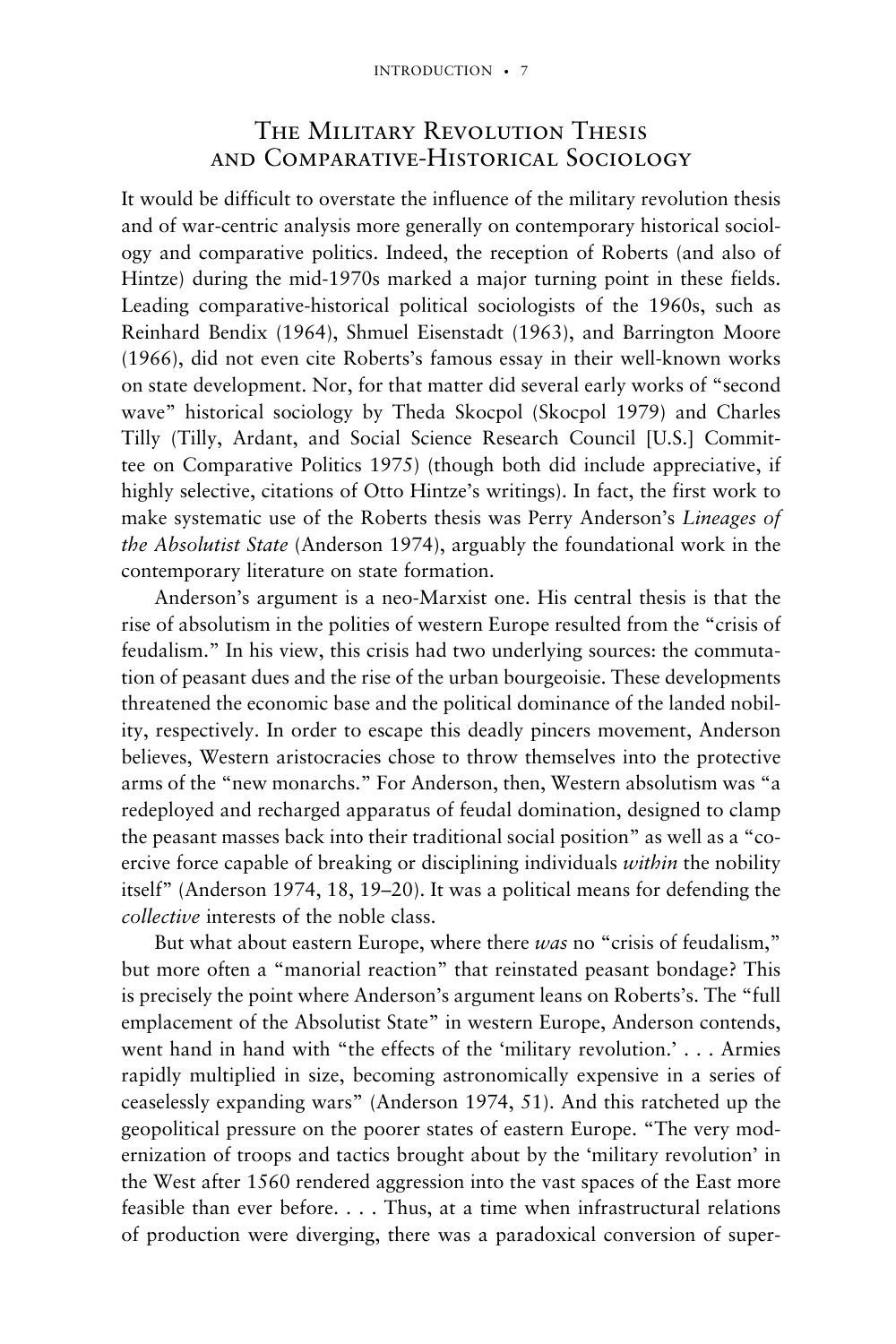## The Military Revolution Thesis and Comparative-Historical Sociology

It would be difficult to overstate the influence of the military revolution thesis and of war-centric analysis more generally on contemporary historical sociology and comparative politics. Indeed, the reception of Roberts (and also of Hintze) during the mid-1970s marked a major turning point in these fields. Leading comparative-historical political sociologists of the 1960s, such as Reinhard Bendix (1964), Shmuel Eisenstadt (1963), and Barrington Moore (1966), did not even cite Roberts's famous essay in their well-known works on state development. Nor, for that matter did several early works of "second wave" historical sociology by Theda Skocpol (Skocpol 1979) and Charles Tilly (Tilly, Ardant, and Social Science Research Council [U.S.] Committee on Comparative Politics 1975) (though both did include appreciative, if highly selective, citations of Otto Hintze's writings). In fact, the first work to make systematic use of the Roberts thesis was Perry Anderson's *Lineages of the Absolutist State* (Anderson 1974), arguably the foundational work in the contemporary literature on state formation.

Anderson's argument is a neo-Marxist one. His central thesis is that the rise of absolutism in the polities of western Europe resulted from the "crisis of feudalism." In his view, this crisis had two underlying sources: the commutation of peasant dues and the rise of the urban bourgeoisie. These developments threatened the economic base and the political dominance of the landed nobility, respectively. In order to escape this deadly pincers movement, Anderson believes, Western aristocracies chose to throw themselves into the protective arms of the "new monarchs." For Anderson, then, Western absolutism was "a redeployed and recharged apparatus of feudal domination, designed to clamp the peasant masses back into their traditional social position" as well as a "coercive force capable of breaking or disciplining individuals *within* the nobility itself" (Anderson 1974, 18, 19–20). It was a political means for defending the *collective* interests of the noble class.

But what about eastern Europe, where there *was* no "crisis of feudalism," but more often a "manorial reaction" that reinstated peasant bondage? This is precisely the point where Anderson's argument leans on Roberts's. The "full emplacement of the Absolutist State" in western Europe, Anderson contends, went hand in hand with "the effects of the 'military revolution.' . . . Armies rapidly multiplied in size, becoming astronomically expensive in a series of ceaselessly expanding wars" (Anderson 1974, 51). And this ratcheted up the geopolitical pressure on the poorer states of eastern Europe. "The very modernization of troops and tactics brought about by the 'military revolution' in the West after 1560 rendered aggression into the vast spaces of the East more feasible than ever before. . . . Thus, at a time when infrastructural relations of production were diverging, there was a paradoxical conversion of super-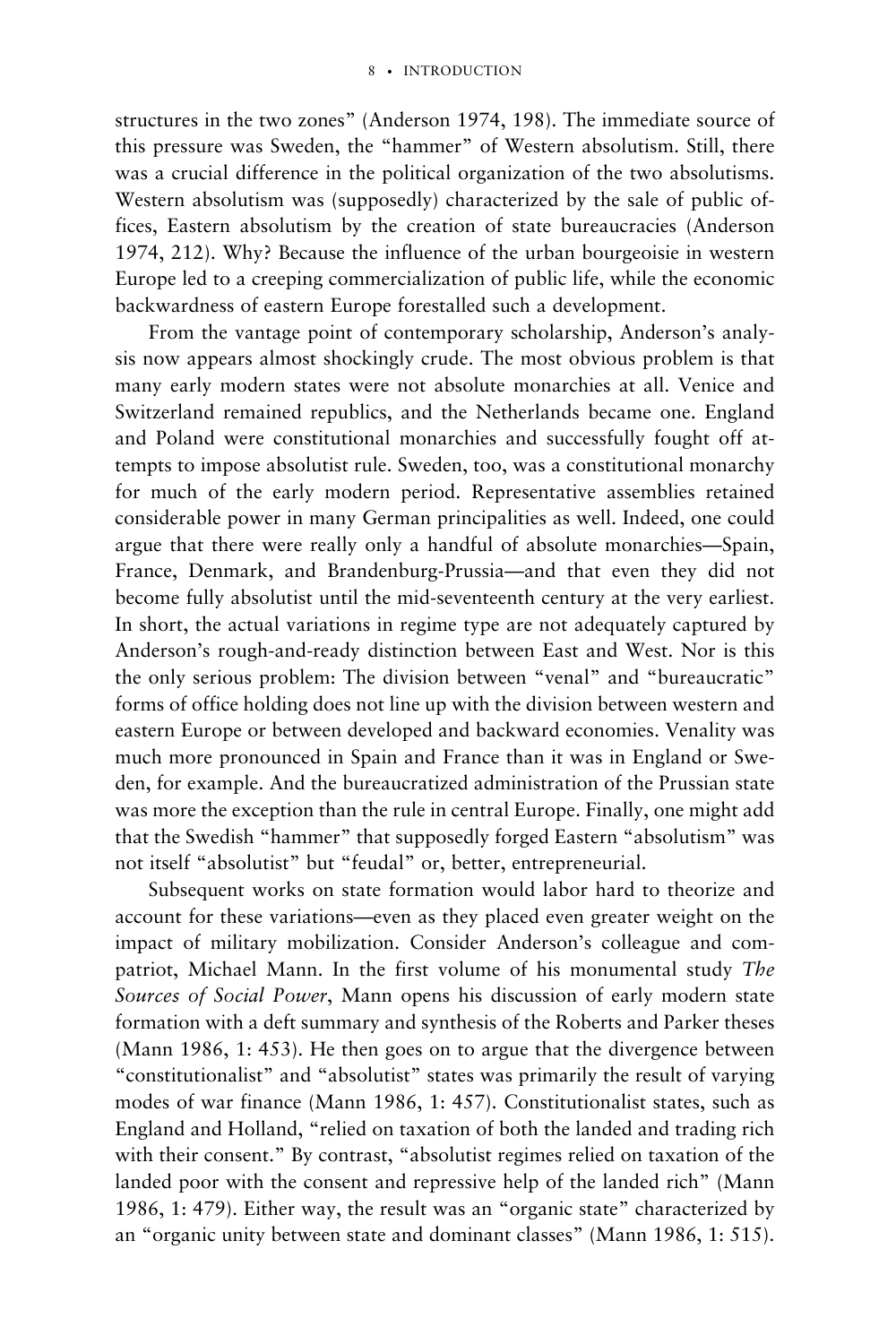structures in the two zones" (Anderson 1974, 198). The immediate source of this pressure was Sweden, the "hammer" of Western absolutism. Still, there was a crucial difference in the political organization of the two absolutisms. Western absolutism was (supposedly) characterized by the sale of public offices, Eastern absolutism by the creation of state bureaucracies (Anderson 1974, 212). Why? Because the influence of the urban bourgeoisie in western Europe led to a creeping commercialization of public life, while the economic backwardness of eastern Europe forestalled such a development.

From the vantage point of contemporary scholarship, Anderson's analysis now appears almost shockingly crude. The most obvious problem is that many early modern states were not absolute monarchies at all. Venice and Switzerland remained republics, and the Netherlands became one. England and Poland were constitutional monarchies and successfully fought off attempts to impose absolutist rule. Sweden, too, was a constitutional monarchy for much of the early modern period. Representative assemblies retained considerable power in many German principalities as well. Indeed, one could argue that there were really only a handful of absolute monarchies—Spain, France, Denmark, and Brandenburg-Prussia—and that even they did not become fully absolutist until the mid-seventeenth century at the very earliest. In short, the actual variations in regime type are not adequately captured by Anderson's rough-and-ready distinction between East and West. Nor is this the only serious problem: The division between "venal" and "bureaucratic" forms of office holding does not line up with the division between western and eastern Europe or between developed and backward economies. Venality was much more pronounced in Spain and France than it was in England or Sweden, for example. And the bureaucratized administration of the Prussian state was more the exception than the rule in central Europe. Finally, one might add that the Swedish "hammer" that supposedly forged Eastern "absolutism" was not itself "absolutist" but "feudal" or, better, entrepreneurial.

Subsequent works on state formation would labor hard to theorize and account for these variations—even as they placed even greater weight on the impact of military mobilization. Consider Anderson's colleague and compatriot, Michael Mann. In the first volume of his monumental study *The Sources of Social Power*, Mann opens his discussion of early modern state formation with a deft summary and synthesis of the Roberts and Parker theses (Mann 1986, 1: 453). He then goes on to argue that the divergence between "constitutionalist" and "absolutist" states was primarily the result of varying modes of war finance (Mann 1986, 1: 457). Constitutionalist states, such as England and Holland, "relied on taxation of both the landed and trading rich with their consent." By contrast, "absolutist regimes relied on taxation of the landed poor with the consent and repressive help of the landed rich" (Mann 1986, 1: 479). Either way, the result was an "organic state" characterized by an "organic unity between state and dominant classes" (Mann 1986, 1: 515).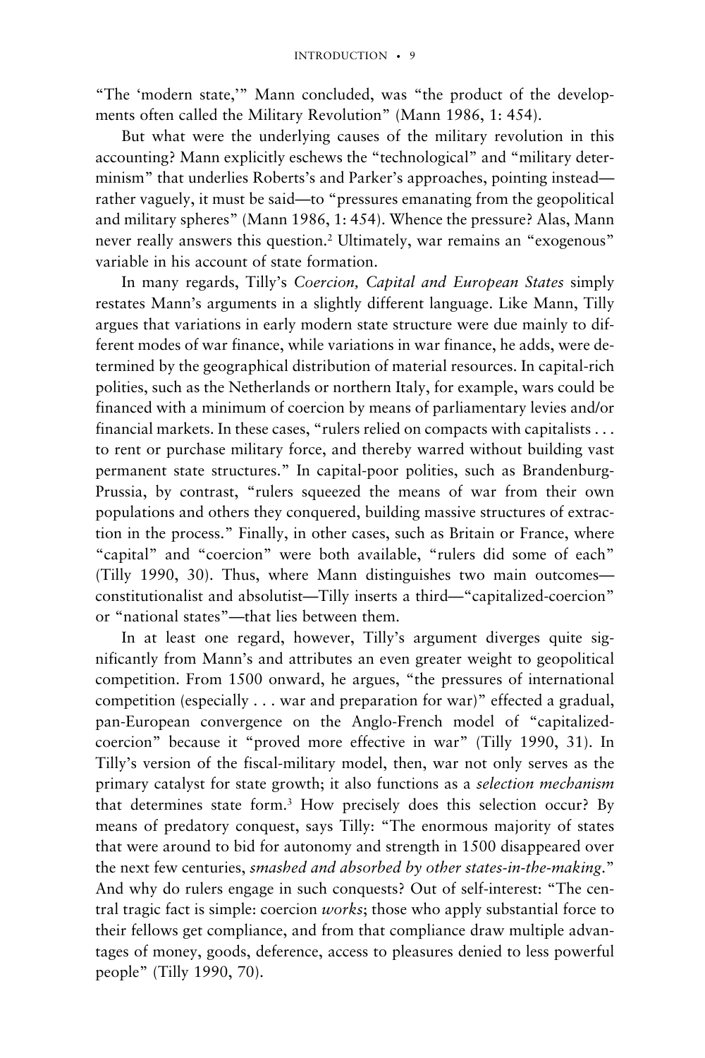"The 'modern state,'" Mann concluded, was "the product of the developments often called the Military Revolution" (Mann 1986, 1: 454).

But what were the underlying causes of the military revolution in this accounting? Mann explicitly eschews the "technological" and "military determinism" that underlies Roberts's and Parker's approaches, pointing instead—rather vaguely, it must be said—to "pressures emanating from the geopolitical and military spheres" (Mann 1986, 1: 454). Whence the pressure? Alas, Mann never really answers this question.[2] Ultimately, war remains an "exogenous" variable in his account of state formation.

In many regards, Tilly's *Coercion, Capital and European States* simply restates Mann's arguments in a slightly different language. Like Mann, Tilly argues that variations in early modern state structure were due mainly to different modes of war finance, while variations in war finance, he adds, were determined by the geographical distribution of material resources. In capital-rich polities, such as the Netherlands or northern Italy, for example, wars could be financed with a minimum of coercion by means of parliamentary levies and/or financial markets. In these cases, "rulers relied on compacts with capitalists . . . to rent or purchase military force, and thereby warred without building vast permanent state structures." In capital-poor polities, such as Brandenburg-Prussia, by contrast, "rulers squeezed the means of war from their own populations and others they conquered, building massive structures of extraction in the process." Finally, in other cases, such as Britain or France, where "capital" and "coercion" were both available, "rulers did some of each" (Tilly 1990, 30). Thus, where Mann distinguishes two main outcomes—constitutionalist and absolutist—Tilly inserts a third—"capitalized-coercion" or "national states"—that lies between them.

In at least one regard, however, Tilly's argument diverges quite significantly from Mann's and attributes an even greater weight to geopolitical competition. From 1500 onward, he argues, "the pressures of international competition (especially . . . war and preparation for war)" effected a gradual, pan-European convergence on the Anglo-French model of "capitalized-coercion" because it "proved more effective in war" (Tilly 1990, 31). In Tilly's version of the fiscal-military model, then, war not only serves as the primary catalyst for state growth; it also functions as a *selection mechanism* that determines state form.[3] How precisely does this selection occur? By means of predatory conquest, says Tilly: "The enormous majority of states that were around to bid for autonomy and strength in 1500 disappeared over the next few centuries, *smashed and absorbed by other states-in-the-making*." And why do rulers engage in such conquests? Out of self-interest: "The central tragic fact is simple: coercion *works*; those who apply substantial force to their fellows get compliance, and from that compliance draw multiple advantages of money, goods, deference, access to pleasures denied to less powerful people" (Tilly 1990, 70).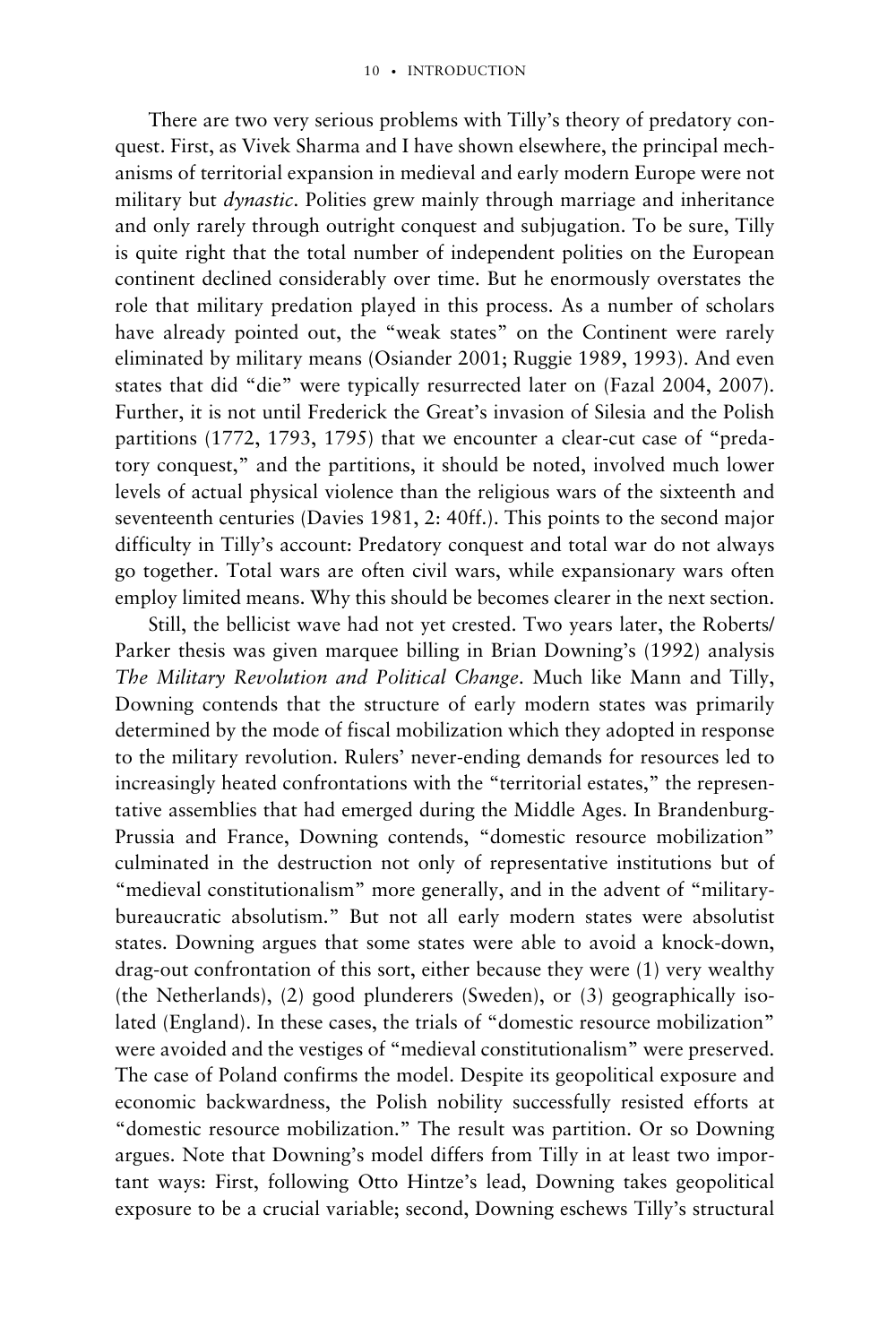There are two very serious problems with Tilly's theory of predatory conquest. First, as Vivek Sharma and I have shown elsewhere, the principal mechanisms of territorial expansion in medieval and early modern Europe were not military but *dynastic*. Polities grew mainly through marriage and inheritance and only rarely through outright conquest and subjugation. To be sure, Tilly is quite right that the total number of independent polities on the European continent declined considerably over time. But he enormously overstates the role that military predation played in this process. As a number of scholars have already pointed out, the "weak states" on the Continent were rarely eliminated by military means (Osiander 2001; Ruggie 1989, 1993). And even states that did "die" were typically resurrected later on (Fazal 2004, 2007). Further, it is not until Frederick the Great's invasion of Silesia and the Polish partitions (1772, 1793, 1795) that we encounter a clear-cut case of "predatory conquest," and the partitions, it should be noted, involved much lower levels of actual physical violence than the religious wars of the sixteenth and seventeenth centuries (Davies 1981, 2: 40ff.). This points to the second major difficulty in Tilly's account: Predatory conquest and total war do not always go together. Total wars are often civil wars, while expansionary wars often employ limited means. Why this should be becomes clearer in the next section.

Still, the bellicist wave had not yet crested. Two years later, the Roberts/Parker thesis was given marquee billing in Brian Downing's (1992) analysis *The Military Revolution and Political Change*. Much like Mann and Tilly, Downing contends that the structure of early modern states was primarily determined by the mode of fiscal mobilization which they adopted in response to the military revolution. Rulers' never-ending demands for resources led to increasingly heated confrontations with the "territorial estates," the representative assemblies that had emerged during the Middle Ages. In Brandenburg-Prussia and France, Downing contends, "domestic resource mobilization" culminated in the destruction not only of representative institutions but of "medieval constitutionalism" more generally, and in the advent of "military-bureaucratic absolutism." But not all early modern states were absolutist states. Downing argues that some states were able to avoid a knock-down, drag-out confrontation of this sort, either because they were (1) very wealthy (the Netherlands), (2) good plunderers (Sweden), or (3) geographically isolated (England). In these cases, the trials of "domestic resource mobilization" were avoided and the vestiges of "medieval constitutionalism" were preserved. The case of Poland confirms the model. Despite its geopolitical exposure and economic backwardness, the Polish nobility successfully resisted efforts at "domestic resource mobilization." The result was partition. Or so Downing argues. Note that Downing's model differs from Tilly in at least two important ways: First, following Otto Hintze's lead, Downing takes geopolitical exposure to be a crucial variable; second, Downing eschews Tilly's structural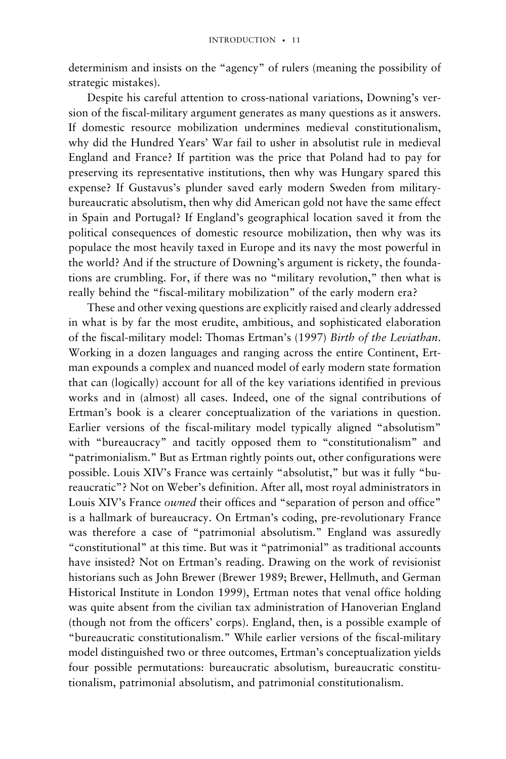determinism and insists on the "agency" of rulers (meaning the possibility of strategic mistakes).

Despite his careful attention to cross-national variations, Downing's version of the fiscal-military argument generates as many questions as it answers. If domestic resource mobilization undermines medieval constitutionalism, why did the Hundred Years' War fail to usher in absolutist rule in medieval England and France? If partition was the price that Poland had to pay for preserving its representative institutions, then why was Hungary spared this expense? If Gustavus's plunder saved early modern Sweden from military-bureaucratic absolutism, then why did American gold not have the same effect in Spain and Portugal? If England's geographical location saved it from the political consequences of domestic resource mobilization, then why was its populace the most heavily taxed in Europe and its navy the most powerful in the world? And if the structure of Downing's argument is rickety, the foundations are crumbling. For, if there was no "military revolution," then what is really behind the "fiscal-military mobilization" of the early modern era?

These and other vexing questions are explicitly raised and clearly addressed in what is by far the most erudite, ambitious, and sophisticated elaboration of the fiscal-military model: Thomas Ertman's (1997) *Birth of the Leviathan*. Working in a dozen languages and ranging across the entire Continent, Ertman expounds a complex and nuanced model of early modern state formation that can (logically) account for all of the key variations identified in previous works and in (almost) all cases. Indeed, one of the signal contributions of Ertman's book is a clearer conceptualization of the variations in question. Earlier versions of the fiscal-military model typically aligned "absolutism" with "bureaucracy" and tacitly opposed them to "constitutionalism" and "patrimonialism." But as Ertman rightly points out, other configurations were possible. Louis XIV's France was certainly "absolutist," but was it fully "bureaucratic"? Not on Weber's definition. After all, most royal administrators in Louis XIV's France *owned* their offices and "separation of person and office" is a hallmark of bureaucracy. On Ertman's coding, pre-revolutionary France was therefore a case of "patrimonial absolutism." England was assuredly "constitutional" at this time. But was it "patrimonial" as traditional accounts have insisted? Not on Ertman's reading. Drawing on the work of revisionist historians such as John Brewer (Brewer 1989; Brewer, Hellmuth, and German Historical Institute in London 1999), Ertman notes that venal office holding was quite absent from the civilian tax administration of Hanoverian England (though not from the officers' corps). England, then, is a possible example of "bureaucratic constitutionalism." While earlier versions of the fiscal-military model distinguished two or three outcomes, Ertman's conceptualization yields four possible permutations: bureaucratic absolutism, bureaucratic constitutionalism, patrimonial absolutism, and patrimonial constitutionalism.